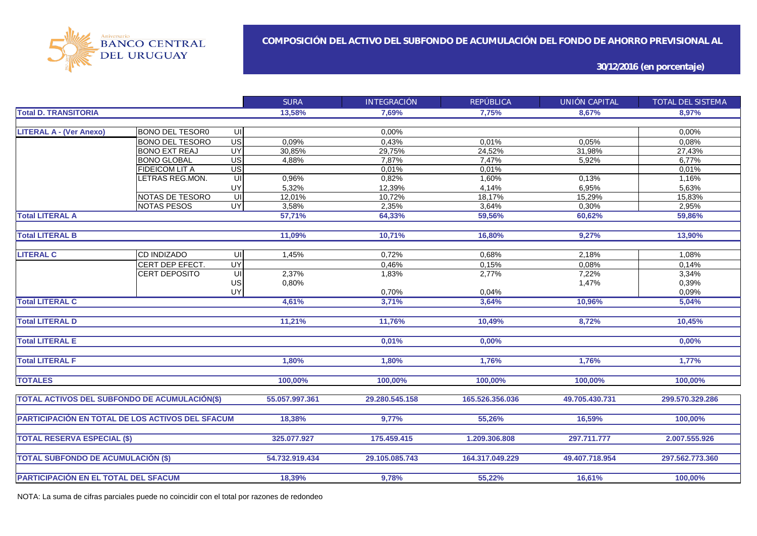# COMPOSICIÓN DEL ACTIVO DEL SUBFONDO DE ACUMULACIÓN DEL FONDO DE AHORRO PREVISIONAL AL

**30/12/2016 (en porcentaje)**

| | | | SURA | INTEGRACIÓN | REPÚBLICA | UNIÓN CAPITAL | TOTAL DEL SISTEMA |
|---|---|---|---|---|---|---|---|
| **Total D. TRANSITORIA** | | | **13,58%** | **7,69%** | **7,75%** | **8,67%** | **8,97%** |
| **LITERAL A - (Ver Anexo)** | BONO DEL TESOR0 | UI | | 0,00% | | | 0,00% |
| | BONO DEL TESORO | US | 0,09% | 0,43% | 0,01% | 0,05% | 0,08% |
| | BONO EXT REAJ | UY | 30,85% | 29,75% | 24,52% | 31,98% | 27,43% |
| | BONO GLOBAL | US | 4,88% | 7,87% | 7,47% | 5,92% | 6,77% |
| | FIDEICOM LIT A | US | | 0,01% | 0,01% | | 0,01% |
| | LETRAS REG.MON. | UI | 0,96% | 0,82% | 1,60% | 0,13% | 1,16% |
| | | UY | 5,32% | 12,39% | 4,14% | 6,95% | 5,63% |
| | NOTAS DE TESORO | UI | 12,01% | 10,72% | 18,17% | 15,29% | 15,83% |
| | NOTAS PESOS | UY | 3,58% | 2,35% | 3,64% | 0,30% | 2,95% |
| **Total LITERAL A** | | | **57,71%** | **64,33%** | **59,56%** | **60,62%** | **59,86%** |
| **Total LITERAL B** | | | **11,09%** | **10,71%** | **16,80%** | **9,27%** | **13,90%** |
| **LITERAL C** | CD INDIZADO | UI | 1,45% | 0,72% | 0,68% | 2,18% | 1,08% |
| | CERT DEP EFECT. | UY | | 0,46% | 0,15% | 0,08% | 0,14% |
| | CERT DEPOSITO | UI | 2,37% | 1,83% | 2,77% | 7,22% | 3,34% |
| | | US | 0,80% | | | 1,47% | 0,39% |
| | | UY | | 0,70% | 0,04% | | 0,09% |
| **Total LITERAL C** | | | **4,61%** | **3,71%** | **3,64%** | **10,96%** | **5,04%** |
| **Total LITERAL D** | | | **11,21%** | **11,76%** | **10,49%** | **8,72%** | **10,45%** |
| **Total LITERAL E** | | | | **0,01%** | **0,00%** | | **0,00%** |
| **Total LITERAL F** | | | **1,80%** | **1,80%** | **1,76%** | **1,76%** | **1,77%** |
| **TOTALES** | | | **100,00%** | **100,00%** | **100,00%** | **100,00%** | **100,00%** |
| **TOTAL ACTIVOS DEL SUBFONDO DE ACUMULACIÓN($)** | | | **55.057.997.361** | **29.280.545.158** | **165.526.356.036** | **49.705.430.731** | **299.570.329.286** |
| **PARTICIPACIÓN EN TOTAL DE LOS ACTIVOS DEL SFACUM** | | | **18,38%** | **9,77%** | **55,26%** | **16,59%** | **100,00%** |
| **TOTAL RESERVA ESPECIAL ($)** | | | **325.077.927** | **175.459.415** | **1.209.306.808** | **297.711.777** | **2.007.555.926** |
| **TOTAL SUBFONDO DE ACUMULACIÓN ($)** | | | **54.732.919.434** | **29.105.085.743** | **164.317.049.229** | **49.407.718.954** | **297.562.773.360** |
| **PARTICIPACIÓN EN EL TOTAL DEL SFACUM** | | | **18,39%** | **9,78%** | **55,22%** | **16,61%** | **100,00%** |

NOTA: La suma de cifras parciales puede no coincidir con el total por razones de redondeo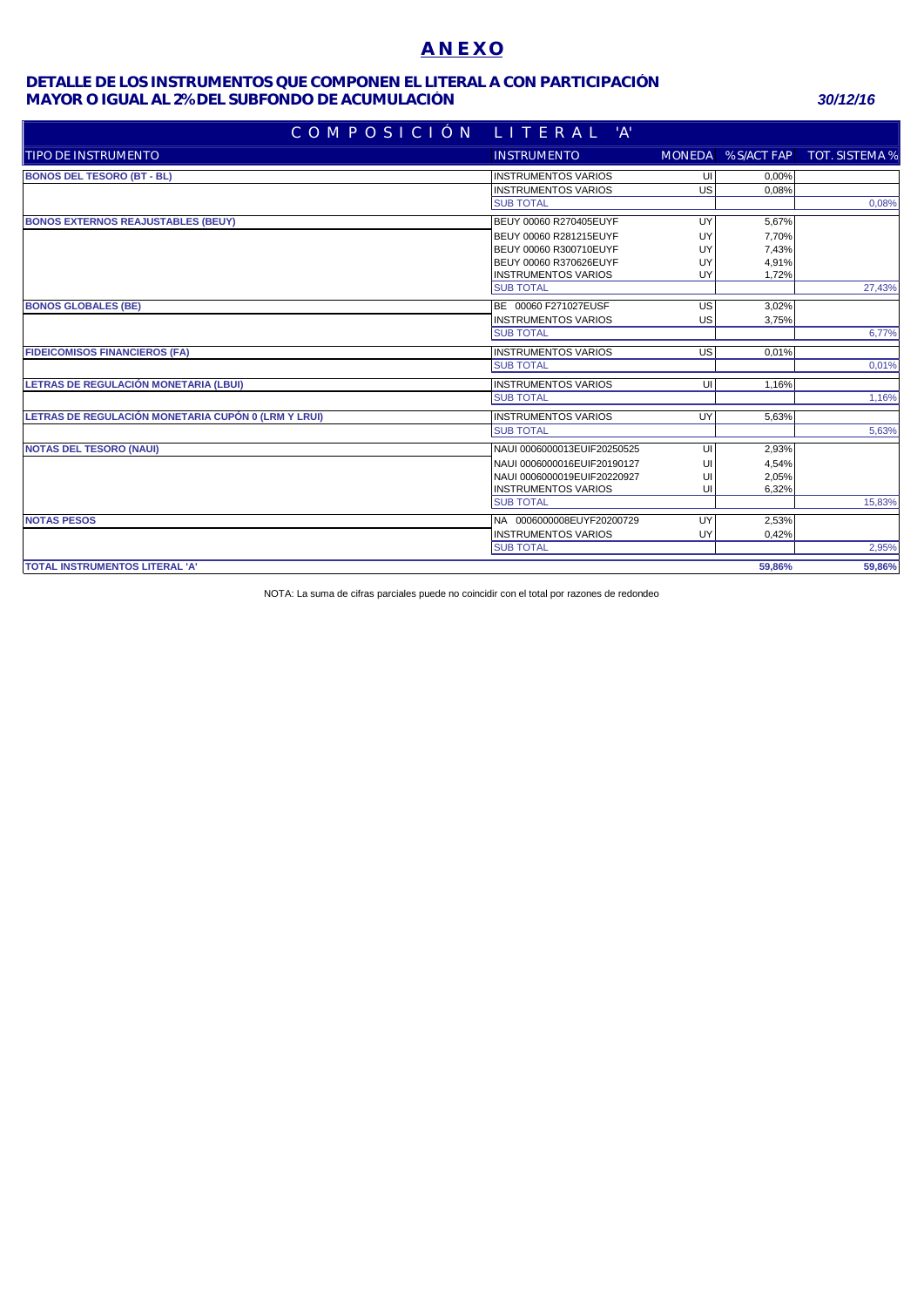# ANEXO

## DETALLE DE LOS INSTRUMENTOS QUE COMPONEN EL LITERAL A CON PARTICIPACIÓN MAYOR O IGUAL AL 2% DEL SUBFONDO DE ACUMULACIÓN

*30/12/16*

| COMPOSICIÓN LITERAL 'A' | | | | |
|---|---|---|---|---|
| **TIPO DE INSTRUMENTO** | **INSTRUMENTO** | **MONEDA** | **% S/ACT FAP** | **TOT. SISTEMA %** |
| **BONOS DEL TESORO (BT - BL)** | INSTRUMENTOS VARIOS | UI | 0,00% | |
| | INSTRUMENTOS VARIOS | US | 0,08% | |
| | SUB TOTAL | | | 0,08% |
| **BONOS EXTERNOS REAJUSTABLES (BEUY)** | BEUY 00060 R270405EUYF | UY | 5,67% | |
| | BEUY 00060 R281215EUYF | UY | 7,70% | |
| | BEUY 00060 R300710EUYF | UY | 7,43% | |
| | BEUY 00060 R370626EUYF | UY | 4,91% | |
| | INSTRUMENTOS VARIOS | UY | 1,72% | |
| | SUB TOTAL | | | 27,43% |
| **BONOS GLOBALES (BE)** | BE 00060 F271027EUSF | US | 3,02% | |
| | INSTRUMENTOS VARIOS | US | 3,75% | |
| | SUB TOTAL | | | 6,77% |
| **FIDEICOMISOS FINANCIEROS (FA)** | INSTRUMENTOS VARIOS | US | 0,01% | |
| | SUB TOTAL | | | 0,01% |
| **LETRAS DE REGULACIÓN MONETARIA (LBUI)** | INSTRUMENTOS VARIOS | UI | 1,16% | |
| | SUB TOTAL | | | 1,16% |
| **LETRAS DE REGULACIÓN MONETARIA CUPÓN 0 (LRM Y LRUI)** | INSTRUMENTOS VARIOS | UY | 5,63% | |
| | SUB TOTAL | | | 5,63% |
| **NOTAS DEL TESORO (NAUI)** | NAUI 0006000013EUIF20250525 | UI | 2,93% | |
| | NAUI 0006000016EUIF20190127 | UI | 4,54% | |
| | NAUI 0006000019EUIF20220927 | UI | 2,05% | |
| | INSTRUMENTOS VARIOS | UI | 6,32% | |
| | SUB TOTAL | | | 15,83% |
| **NOTAS PESOS** | NA 0006000008EUYF20200729 | UY | 2,53% | |
| | INSTRUMENTOS VARIOS | UY | 0,42% | |
| | SUB TOTAL | | | 2,95% |
| **TOTAL INSTRUMENTOS LITERAL 'A'** | | | **59,86%** | **59,86%** |

NOTA: La suma de cifras parciales puede no coincidir con el total por razones de redondeo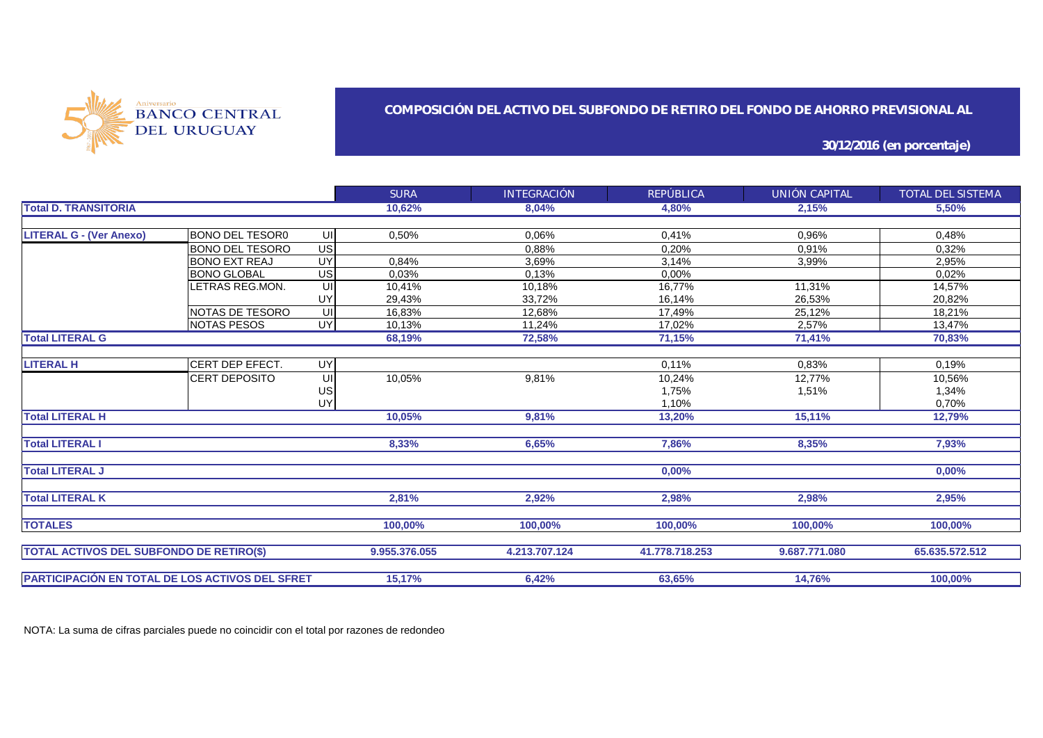BANCO CENTRAL DEL URUGUAY

## COMPOSICIÓN DEL ACTIVO DEL SUBFONDO DE RETIRO DEL FONDO DE AHORRO PREVISIONAL AL

**30/12/2016 (en porcentaje)**

| | | | SURA | INTEGRACIÓN | REPÚBLICA | UNIÓN CAPITAL | TOTAL DEL SISTEMA |
|---|---|---|---|---|---|---|---|
| **Total D. TRANSITORIA** | | | **10,62%** | **8,04%** | **4,80%** | **2,15%** | **5,50%** |
| **LITERAL G - (Ver Anexo)** | BONO DEL TESOR0 | UI | 0,50% | 0,06% | 0,41% | 0,96% | 0,48% |
| | BONO DEL TESORO | US | | 0,88% | 0,20% | 0,91% | 0,32% |
| | BONO EXT REAJ | UY | 0,84% | 3,69% | 3,14% | 3,99% | 2,95% |
| | BONO GLOBAL | US | 0,03% | 0,13% | 0,00% | | 0,02% |
| | LETRAS REG.MON. | UI | 10,41% | 10,18% | 16,77% | 11,31% | 14,57% |
| | | UY | 29,43% | 33,72% | 16,14% | 26,53% | 20,82% |
| | NOTAS DE TESORO | UI | 16,83% | 12,68% | 17,49% | 25,12% | 18,21% |
| | NOTAS PESOS | UY | 10,13% | 11,24% | 17,02% | 2,57% | 13,47% |
| **Total LITERAL G** | | | **68,19%** | **72,58%** | **71,15%** | **71,41%** | **70,83%** |
| **LITERAL H** | CERT DEP EFECT. | UY | | | 0,11% | 0,83% | 0,19% |
| | CERT DEPOSITO | UI | 10,05% | 9,81% | 10,24% | 12,77% | 10,56% |
| | | US | | | 1,75% | 1,51% | 1,34% |
| | | UY | | | 1,10% | | 0,70% |
| **Total LITERAL H** | | | **10,05%** | **9,81%** | **13,20%** | **15,11%** | **12,79%** |
| **Total LITERAL I** | | | **8,33%** | **6,65%** | **7,86%** | **8,35%** | **7,93%** |
| **Total LITERAL J** | | | | | **0,00%** | | **0,00%** |
| **Total LITERAL K** | | | **2,81%** | **2,92%** | **2,98%** | **2,98%** | **2,95%** |
| **TOTALES** | | | **100,00%** | **100,00%** | **100,00%** | **100,00%** | **100,00%** |
| **TOTAL ACTIVOS DEL SUBFONDO DE RETIRO($)** | | | **9.955.376.055** | **4.213.707.124** | **41.778.718.253** | **9.687.771.080** | **65.635.572.512** |
| **PARTICIPACIÓN EN TOTAL DE LOS ACTIVOS DEL SFRET** | | | **15,17%** | **6,42%** | **63,65%** | **14,76%** | **100,00%** |

NOTA: La suma de cifras parciales puede no coincidir con el total por razones de redondeo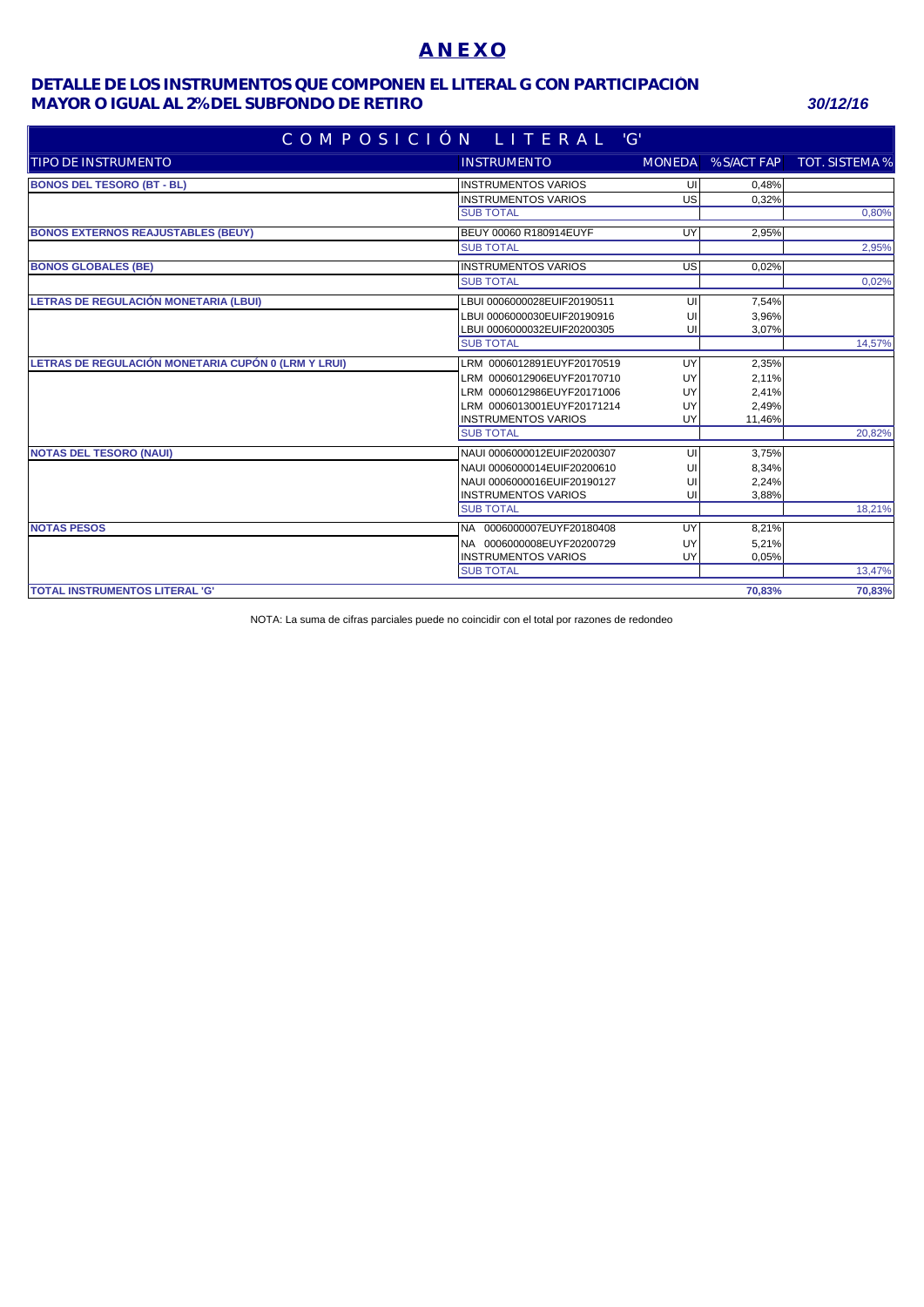# ANEXO

## DETALLE DE LOS INSTRUMENTOS QUE COMPONEN EL LITERAL G CON PARTICIPACIÓN MAYOR O IGUAL AL 2% DEL SUBFONDO DE RETIRO

***30/12/16***

| COMPOSICIÓN LITERAL 'G' | | | | |
|---|---|---|---|---|
| **TIPO DE INSTRUMENTO** | **INSTRUMENTO** | **MONEDA** | **% S/ACT FAP** | **TOT. SISTEMA %** |
| **BONOS DEL TESORO (BT - BL)** | INSTRUMENTOS VARIOS | UI | 0,48% | |
| | INSTRUMENTOS VARIOS | US | 0,32% | |
| | SUB TOTAL | | | 0,80% |
| **BONOS EXTERNOS REAJUSTABLES (BEUY)** | BEUY 00060 R180914EUYF | UY | 2,95% | |
| | SUB TOTAL | | | 2,95% |
| **BONOS GLOBALES (BE)** | INSTRUMENTOS VARIOS | US | 0,02% | |
| | SUB TOTAL | | | 0,02% |
| **LETRAS DE REGULACIÓN MONETARIA (LBUI)** | LBUI 0006000028EUIF20190511 | UI | 7,54% | |
| | LBUI 0006000030EUIF20190916 | UI | 3,96% | |
| | LBUI 0006000032EUIF20200305 | UI | 3,07% | |
| | SUB TOTAL | | | 14,57% |
| **LETRAS DE REGULACIÓN MONETARIA CUPÓN 0 (LRM Y LRUI)** | LRM 0006012891EUYF20170519 | UY | 2,35% | |
| | LRM 0006012906EUYF20170710 | UY | 2,11% | |
| | LRM 0006012986EUYF20171006 | UY | 2,41% | |
| | LRM 0006013001EUYF20171214 | UY | 2,49% | |
| | INSTRUMENTOS VARIOS | UY | 11,46% | |
| | SUB TOTAL | | | 20,82% |
| **NOTAS DEL TESORO (NAUI)** | NAUI 0006000012EUIF20200307 | UI | 3,75% | |
| | NAUI 0006000014EUIF20200610 | UI | 8,34% | |
| | NAUI 0006000016EUIF20190127 | UI | 2,24% | |
| | INSTRUMENTOS VARIOS | UI | 3,88% | |
| | SUB TOTAL | | | 18,21% |
| **NOTAS PESOS** | NA 0006000007EUYF20180408 | UY | 8,21% | |
| | NA 0006000008EUYF20200729 | UY | 5,21% | |
| | INSTRUMENTOS VARIOS | UY | 0,05% | |
| | SUB TOTAL | | | 13,47% |
| **TOTAL INSTRUMENTOS LITERAL 'G'** | | | **70,83%** | **70,83%** |

NOTA: La suma de cifras parciales puede no coincidir con el total por razones de redondeo